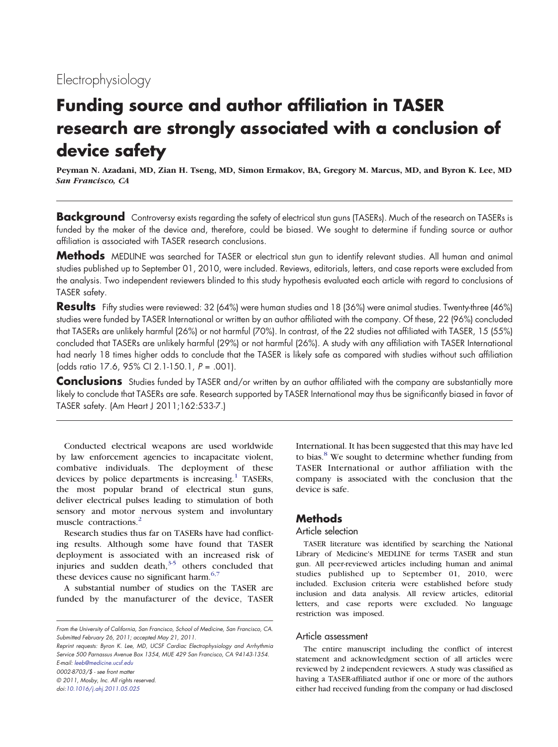Electrophysiology

# Funding source and author affiliation in TASER research are strongly associated with a conclusion of device safety

**Peyman N. Azadani, MD, Zian H. Tseng, MD, Simon Ermakov, BA, Gregory M. Marcus, MD, and Byron K. Lee, MD**
***San Francisco, CA***

**Background** Controversy exists regarding the safety of electrical stun guns (TASERs). Much of the research on TASERs is funded by the maker of the device and, therefore, could be biased. We sought to determine if funding source or author affiliation is associated with TASER research conclusions.

**Methods** MEDLINE was searched for TASER or electrical stun gun to identify relevant studies. All human and animal studies published up to September 01, 2010, were included. Reviews, editorials, letters, and case reports were excluded from the analysis. Two independent reviewers blinded to this study hypothesis evaluated each article with regard to conclusions of TASER safety.

**Results** Fifty studies were reviewed: 32 (64%) were human studies and 18 (36%) were animal studies. Twenty-three (46%) studies were funded by TASER International or written by an author affiliated with the company. Of these, 22 (96%) concluded that TASERs are unlikely harmful (26%) or not harmful (70%). In contrast, of the 22 studies not affiliated with TASER, 15 (55%) concluded that TASERs are unlikely harmful (29%) or not harmful (26%). A study with any affiliation with TASER International had nearly 18 times higher odds to conclude that the TASER is likely safe as compared with studies without such affiliation (odds ratio 17.6, 95% CI 2.1-150.1, *P* = .001).

**Conclusions** Studies funded by TASER and/or written by an author affiliated with the company are substantially more likely to conclude that TASERs are safe. Research supported by TASER International may thus be significantly biased in favor of TASER safety. (Am Heart J 2011;162:533-7.)

Conducted electrical weapons are used worldwide by law enforcement agencies to incapacitate violent, combative individuals. The deployment of these devices by police departments is increasing.[1] TASERs, the most popular brand of electrical stun guns, deliver electrical pulses leading to stimulation of both sensory and motor nervous system and involuntary muscle contractions.[2]

Research studies thus far on TASERs have had conflicting results. Although some have found that TASER deployment is associated with an increased risk of injuries and sudden death,[3-5] others concluded that these devices cause no significant harm.[6,7]

A substantial number of studies on the TASER are funded by the manufacturer of the device, TASER International. It has been suggested that this may have led to bias.[8] We sought to determine whether funding from TASER International or author affiliation with the company is associated with the conclusion that the device is safe.

From the University of California, San Francisco, School of Medicine, San Francisco, CA.
Submitted February 26, 2011; accepted May 21, 2011.
Reprint requests: Byron K. Lee, MD, UCSF Cardiac Electrophysiology and Arrhythmia Service 500 Parnassus Avenue Box 1354, MUE 429 San Francisco, CA 94143-1354.
E-mail: leeb@medicine.ucsf.edu
0002-8703/$ - see front matter
© 2011, Mosby, Inc. All rights reserved.
doi:10.1016/j.ahj.2011.05.025

## Methods

### Article selection

TASER literature was identified by searching the National Library of Medicine's MEDLINE for terms TASER and stun gun. All peer-reviewed articles including human and animal studies published up to September 01, 2010, were included. Exclusion criteria were established before study inclusion and data analysis. All review articles, editorial letters, and case reports were excluded. No language restriction was imposed.

### Article assessment

The entire manuscript including the conflict of interest statement and acknowledgment section of all articles were reviewed by 2 independent reviewers. A study was classified as having a TASER-affiliated author if one or more of the authors either had received funding from the company or had disclosed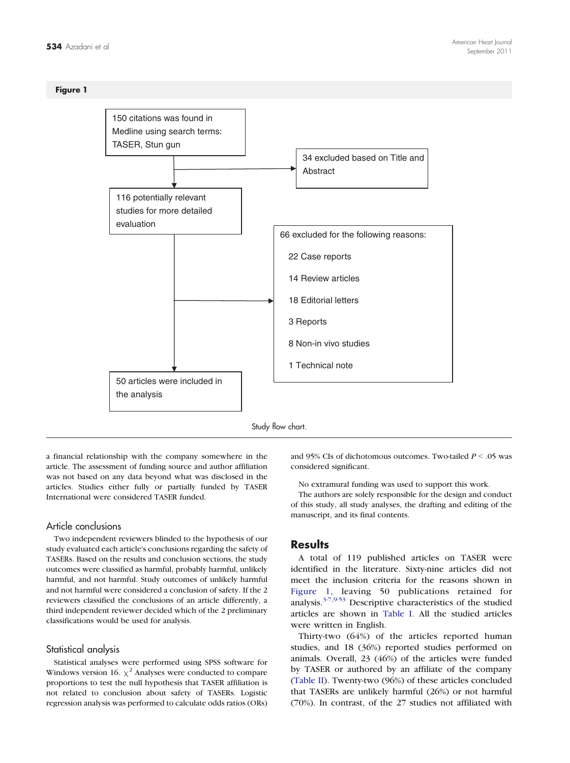**Figure 1**

150 citations was found in Medline using search terms: TASER, Stun gun

→ 34 excluded based on Title and Abstract

116 potentially relevant studies for more detailed evaluation

→ 66 excluded for the following reasons:
- 22 Case reports
- 14 Review articles
- 18 Editorial letters
- 3 Reports
- 8 Non-in vivo studies
- 1 Technical note

50 articles were included in the analysis

Study flow chart.

a financial relationship with the company somewhere in the article. The assessment of funding source and author affiliation was not based on any data beyond what was disclosed in the articles. Studies either fully or partially funded by TASER International were considered TASER funded.

### Article conclusions

Two independent reviewers blinded to the hypothesis of our study evaluated each article's conclusions regarding the safety of TASERs. Based on the results and conclusion sections, the study outcomes were classified as harmful, probably harmful, unlikely harmful, and not harmful. Study outcomes of unlikely harmful and not harmful were considered a conclusion of safety. If the 2 reviewers classified the conclusions of an article differently, a third independent reviewer decided which of the 2 preliminary classifications would be used for analysis.

### Statistical analysis

Statistical analyses were performed using SPSS software for Windows version 16. $\chi^2$ Analyses were conducted to compare proportions to test the null hypothesis that TASER affiliation is not related to conclusion about safety of TASERs. Logistic regression analysis was performed to calculate odds ratios (ORs) and 95% CIs of dichotomous outcomes. Two-tailed $P < .05$ was considered significant.

No extramural funding was used to support this work.

The authors are solely responsible for the design and conduct of this study, all study analyses, the drafting and editing of the manuscript, and its final contents.

## Results

A total of 119 published articles on TASER were identified in the literature. Sixty-nine articles did not meet the inclusion criteria for the reasons shown in Figure 1, leaving 50 publications retained for analysis.[3-7,9-53] Descriptive characteristics of the studied articles are shown in Table I. All the studied articles were written in English.

Thirty-two (64%) of the articles reported human studies, and 18 (36%) reported studies performed on animals. Overall, 23 (46%) of the articles were funded by TASER or authored by an affiliate of the company (Table II). Twenty-two (96%) of these articles concluded that TASERs are unlikely harmful (26%) or not harmful (70%). In contrast, of the 27 studies not affiliated with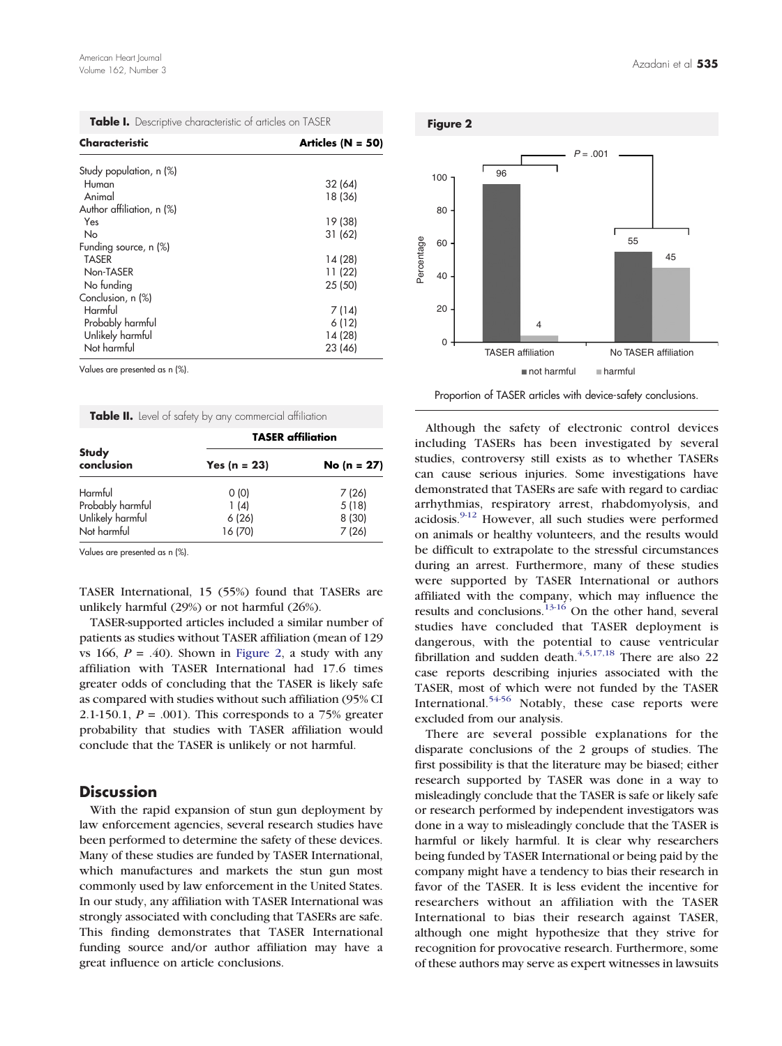**Table I.** Descriptive characteristic of articles on TASER

| Characteristic | Articles (N = 50) |
|---|---|
| Study population, n (%) | |
| Human | 32 (64) |
| Animal | 18 (36) |
| Author affiliation, n (%) | |
| Yes | 19 (38) |
| No | 31 (62) |
| Funding source, n (%) | |
| TASER | 14 (28) |
| Non-TASER | 11 (22) |
| No funding | 25 (50) |
| Conclusion, n (%) | |
| Harmful | 7 (14) |
| Probably harmful | 6 (12) |
| Unlikely harmful | 14 (28) |
| Not harmful | 23 (46) |

Values are presented as n (%).

**Table II.** Level of safety by any commercial affiliation

| Study conclusion | TASER affiliation | |
|---|---|---|
| | Yes (n = 23) | No (n = 27) |
| Harmful | 0 (0) | 7 (26) |
| Probably harmful | 1 (4) | 5 (18) |
| Unlikely harmful | 6 (26) | 8 (30) |
| Not harmful | 16 (70) | 7 (26) |

Values are presented as n (%).

TASER International, 15 (55%) found that TASERs are unlikely harmful (29%) or not harmful (26%).

TASER-supported articles included a similar number of patients as studies without TASER affiliation (mean of 129 vs 166, $P = .40$). Shown in Figure 2, a study with any affiliation with TASER International had 17.6 times greater odds of concluding that the TASER is likely safe as compared with studies without such affiliation (95% CI 2.1-150.1, $P = .001$). This corresponds to a 75% greater probability that studies with TASER affiliation would conclude that the TASER is unlikely or not harmful.

**Figure 2**

| | not harmful | harmful |
|---|---|---|
| TASER affiliation | 96 | 4 |
| No TASER affiliation | 55 | 45 |

$P = .001$

Proportion of TASER articles with device-safety conclusions.

## Discussion

With the rapid expansion of stun gun deployment by law enforcement agencies, several research studies have been performed to determine the safety of these devices. Many of these studies are funded by TASER International, which manufactures and markets the stun gun most commonly used by law enforcement in the United States. In our study, any affiliation with TASER International was strongly associated with concluding that TASERs are safe. This finding demonstrates that TASER International funding source and/or author affiliation may have a great influence on article conclusions.

Although the safety of electronic control devices including TASERs has been investigated by several studies, controversy still exists as to whether TASERs can cause serious injuries. Some investigations have demonstrated that TASERs are safe with regard to cardiac arrhythmias, respiratory arrest, rhabdomyolysis, and acidosis.[9-12] However, all such studies were performed on animals or healthy volunteers, and the results would be difficult to extrapolate to the stressful circumstances during an arrest. Furthermore, many of these studies were supported by TASER International or authors affiliated with the company, which may influence the results and conclusions.[13-16] On the other hand, several studies have concluded that TASER deployment is dangerous, with the potential to cause ventricular fibrillation and sudden death.[4,5,17,18] There are also 22 case reports describing injuries associated with the TASER, most of which were not funded by the TASER International.[54-56] Notably, these case reports were excluded from our analysis.

There are several possible explanations for the disparate conclusions of the 2 groups of studies. The first possibility is that the literature may be biased; either research supported by TASER was done in a way to misleadingly conclude that the TASER is safe or likely safe or research performed by independent investigators was done in a way to misleadingly conclude that the TASER is harmful or likely harmful. It is clear why researchers being funded by TASER International or being paid by the company might have a tendency to bias their research in favor of the TASER. It is less evident the incentive for researchers without an affiliation with the TASER International to bias their research against TASER, although one might hypothesize that they strive for recognition for provocative research. Furthermore, some of these authors may serve as expert witnesses in lawsuits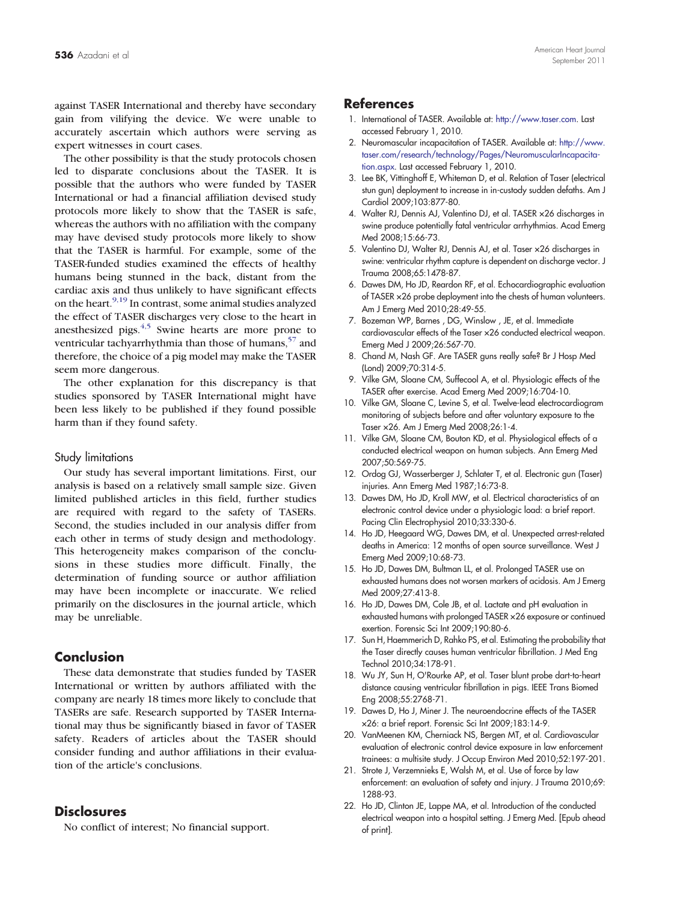against TASER International and thereby have secondary gain from vilifying the device. We were unable to accurately ascertain which authors were serving as expert witnesses in court cases.

The other possibility is that the study protocols chosen led to disparate conclusions about the TASER. It is possible that the authors who were funded by TASER International or had a financial affiliation devised study protocols more likely to show that the TASER is safe, whereas the authors with no affiliation with the company may have devised study protocols more likely to show that the TASER is harmful. For example, some of the TASER-funded studies examined the effects of healthy humans being stunned in the back, distant from the cardiac axis and thus unlikely to have significant effects on the heart.[9,19] In contrast, some animal studies analyzed the effect of TASER discharges very close to the heart in anesthesized pigs.[4,5] Swine hearts are more prone to ventricular tachyarrhythmia than those of humans,[57] and therefore, the choice of a pig model may make the TASER seem more dangerous.

The other explanation for this discrepancy is that studies sponsored by TASER International might have been less likely to be published if they found possible harm than if they found safety.

### Study limitations

Our study has several important limitations. First, our analysis is based on a relatively small sample size. Given limited published articles in this field, further studies are required with regard to the safety of TASERs. Second, the studies included in our analysis differ from each other in terms of study design and methodology. This heterogeneity makes comparison of the conclusions in these studies more difficult. Finally, the determination of funding source or author affiliation may have been incomplete or inaccurate. We relied primarily on the disclosures in the journal article, which may be unreliable.

## Conclusion

These data demonstrate that studies funded by TASER International or written by authors affiliated with the company are nearly 18 times more likely to conclude that TASERs are safe. Research supported by TASER International may thus be significantly biased in favor of TASER safety. Readers of articles about the TASER should consider funding and author affiliations in their evaluation of the article's conclusions.

## Disclosures

No conflict of interest; No financial support.

## References

1. International of TASER. Available at: http://www.taser.com. Last accessed February 1, 2010.
2. Neuromascular incapacitation of TASER. Available at: http://www.taser.com/research/technology/Pages/NeuromuscularIncapacitation.aspx. Last accessed February 1, 2010.
3. Lee BK, Vittinghoff E, Whiteman D, et al. Relation of Taser (electrical stun gun) deployment to increase in in-custody sudden defaths. Am J Cardiol 2009;103:877-80.
4. Walter RJ, Dennis AJ, Valentino DJ, et al. TASER ×26 discharges in swine produce potentially fatal ventricular arrhythmias. Acad Emerg Med 2008;15:66-73.
5. Valentino DJ, Walter RJ, Dennis AJ, et al. Taser ×26 discharges in swine: ventricular rhythm capture is dependent on discharge vector. J Trauma 2008;65:1478-87.
6. Dawes DM, Ho JD, Reardon RF, et al. Echocardiographic evaluation of TASER ×26 probe deployment into the chests of human volunteers. Am J Emerg Med 2010;28:49-55.
7. Bozeman WP, Barnes , DG, Winslow , JE, et al. Immediate cardiovascular effects of the Taser ×26 conducted electrical weapon. Emerg Med J 2009;26:567-70.
8. Chand M, Nash GF. Are TASER guns really safe? Br J Hosp Med (Lond) 2009;70:314-5.
9. Vilke GM, Sloane CM, Suffecool A, et al. Physiologic effects of the TASER after exercise. Acad Emerg Med 2009;16:704-10.
10. Vilke GM, Sloane C, Levine S, et al. Twelve-lead electrocardiogram monitoring of subjects before and after voluntary exposure to the Taser ×26. Am J Emerg Med 2008;26:1-4.
11. Vilke GM, Sloane CM, Bouton KD, et al. Physiological effects of a conducted electrical weapon on human subjects. Ann Emerg Med 2007;50:569-75.
12. Ordog GJ, Wasserberger J, Schlater T, et al. Electronic gun (Taser) injuries. Ann Emerg Med 1987;16:73-8.
13. Dawes DM, Ho JD, Kroll MW, et al. Electrical characteristics of an electronic control device under a physiologic load: a brief report. Pacing Clin Electrophysiol 2010;33:330-6.
14. Ho JD, Heegaard WG, Dawes DM, et al. Unexpected arrest-related deaths in America: 12 months of open source surveillance. West J Emerg Med 2009;10:68-73.
15. Ho JD, Dawes DM, Bultman LL, et al. Prolonged TASER use on exhausted humans does not worsen markers of acidosis. Am J Emerg Med 2009;27:413-8.
16. Ho JD, Dawes DM, Cole JB, et al. Lactate and pH evaluation in exhausted humans with prolonged TASER ×26 exposure or continued exertion. Forensic Sci Int 2009;190:80-6.
17. Sun H, Haemmerich D, Rahko PS, et al. Estimating the probability that the Taser directly causes human ventricular fibrillation. J Med Eng Technol 2010;34:178-91.
18. Wu JY, Sun H, O'Rourke AP, et al. Taser blunt probe dart-to-heart distance causing ventricular fibrillation in pigs. IEEE Trans Biomed Eng 2008;55:2768-71.
19. Dawes D, Ho J, Miner J. The neuroendocrine effects of the TASER ×26: a brief report. Forensic Sci Int 2009;183:14-9.
20. VanMeenen KM, Cherniack NS, Bergen MT, et al. Cardiovascular evaluation of electronic control device exposure in law enforcement trainees: a multisite study. J Occup Environ Med 2010;52:197-201.
21. Strote J, Verzemnieks E, Walsh M, et al. Use of force by law enforcement: an evaluation of safety and injury. J Trauma 2010;69:1288-93.
22. Ho JD, Clinton JE, Lappe MA, et al. Introduction of the conducted electrical weapon into a hospital setting. J Emerg Med. [Epub ahead of print].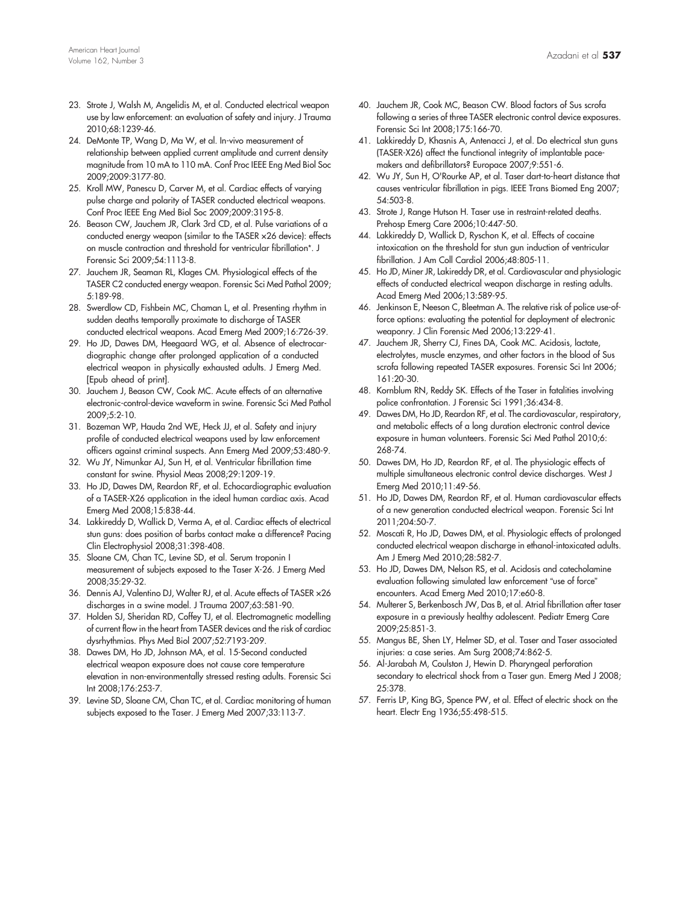23. Strote J, Walsh M, Angelidis M, et al. Conducted electrical weapon use by law enforcement: an evaluation of safety and injury. J Trauma 2010;68:1239-46.
24. DeMonte TP, Wang D, Ma W, et al. In-vivo measurement of relationship between applied current amplitude and current density magnitude from 10 mA to 110 mA. Conf Proc IEEE Eng Med Biol Soc 2009;2009:3177-80.
25. Kroll MW, Panescu D, Carver M, et al. Cardiac effects of varying pulse charge and polarity of TASER conducted electrical weapons. Conf Proc IEEE Eng Med Biol Soc 2009;2009:3195-8.
26. Beason CW, Jauchem JR, Clark 3rd CD, et al. Pulse variations of a conducted energy weapon (similar to the TASER ×26 device): effects on muscle contraction and threshold for ventricular fibrillation*. J Forensic Sci 2009;54:1113-8.
27. Jauchem JR, Seaman RL, Klages CM. Physiological effects of the TASER C2 conducted energy weapon. Forensic Sci Med Pathol 2009;5:189-98.
28. Swerdlow CD, Fishbein MC, Chaman L, et al. Presenting rhythm in sudden deaths temporally proximate to discharge of TASER conducted electrical weapons. Acad Emerg Med 2009;16:726-39.
29. Ho JD, Dawes DM, Heegaard WG, et al. Absence of electrocardiographic change after prolonged application of a conducted electrical weapon in physically exhausted adults. J Emerg Med. [Epub ahead of print].
30. Jauchem J, Beason CW, Cook MC. Acute effects of an alternative electronic-control-device waveform in swine. Forensic Sci Med Pathol 2009;5:2-10.
31. Bozeman WP, Hauda 2nd WE, Heck JJ, et al. Safety and injury profile of conducted electrical weapons used by law enforcement officers against criminal suspects. Ann Emerg Med 2009;53:480-9.
32. Wu JY, Nimunkar AJ, Sun H, et al. Ventricular fibrillation time constant for swine. Physiol Meas 2008;29:1209-19.
33. Ho JD, Dawes DM, Reardon RF, et al. Echocardiographic evaluation of a TASER-X26 application in the ideal human cardiac axis. Acad Emerg Med 2008;15:838-44.
34. Lakkireddy D, Wallick D, Verma A, et al. Cardiac effects of electrical stun guns: does position of barbs contact make a difference? Pacing Clin Electrophysiol 2008;31:398-408.
35. Sloane CM, Chan TC, Levine SD, et al. Serum troponin I measurement of subjects exposed to the Taser X-26. J Emerg Med 2008;35:29-32.
36. Dennis AJ, Valentino DJ, Walter RJ, et al. Acute effects of TASER ×26 discharges in a swine model. J Trauma 2007;63:581-90.
37. Holden SJ, Sheridan RD, Coffey TJ, et al. Electromagnetic modelling of current flow in the heart from TASER devices and the risk of cardiac dysrhythmias. Phys Med Biol 2007;52:7193-209.
38. Dawes DM, Ho JD, Johnson MA, et al. 15-Second conducted electrical weapon exposure does not cause core temperature elevation in non-environmentally stressed resting adults. Forensic Sci Int 2008;176:253-7.
39. Levine SD, Sloane CM, Chan TC, et al. Cardiac monitoring of human subjects exposed to the Taser. J Emerg Med 2007;33:113-7.
40. Jauchem JR, Cook MC, Beason CW. Blood factors of Sus scrofa following a series of three TASER electronic control device exposures. Forensic Sci Int 2008;175:166-70.
41. Lakkireddy D, Khasnis A, Antenacci J, et al. Do electrical stun guns (TASER-X26) affect the functional integrity of implantable pacemakers and defibrillators? Europace 2007;9:551-6.
42. Wu JY, Sun H, O'Rourke AP, et al. Taser dart-to-heart distance that causes ventricular fibrillation in pigs. IEEE Trans Biomed Eng 2007;54:503-8.
43. Strote J, Range Hutson H. Taser use in restraint-related deaths. Prehosp Emerg Care 2006;10:447-50.
44. Lakkireddy D, Wallick D, Ryschon K, et al. Effects of cocaine intoxication on the threshold for stun gun induction of ventricular fibrillation. J Am Coll Cardiol 2006;48:805-11.
45. Ho JD, Miner JR, Lakireddy DR, et al. Cardiovascular and physiologic effects of conducted electrical weapon discharge in resting adults. Acad Emerg Med 2006;13:589-95.
46. Jenkinson E, Neeson C, Bleetman A. The relative risk of police use-of-force options: evaluating the potential for deployment of electronic weaponry. J Clin Forensic Med 2006;13:229-41.
47. Jauchem JR, Sherry CJ, Fines DA, Cook MC. Acidosis, lactate, electrolytes, muscle enzymes, and other factors in the blood of Sus scrofa following repeated TASER exposures. Forensic Sci Int 2006;161:20-30.
48. Kornblum RN, Reddy SK. Effects of the Taser in fatalities involving police confrontation. J Forensic Sci 1991;36:434-8.
49. Dawes DM, Ho JD, Reardon RF, et al. The cardiovascular, respiratory, and metabolic effects of a long duration electronic control device exposure in human volunteers. Forensic Sci Med Pathol 2010;6:268-74.
50. Dawes DM, Ho JD, Reardon RF, et al. The physiologic effects of multiple simultaneous electronic control device discharges. West J Emerg Med 2010;11:49-56.
51. Ho JD, Dawes DM, Reardon RF, et al. Human cardiovascular effects of a new generation conducted electrical weapon. Forensic Sci Int 2011;204:50-7.
52. Moscati R, Ho JD, Dawes DM, et al. Physiologic effects of prolonged conducted electrical weapon discharge in ethanol-intoxicated adults. Am J Emerg Med 2010;28:582-7.
53. Ho JD, Dawes DM, Nelson RS, et al. Acidosis and catecholamine evaluation following simulated law enforcement "use of force" encounters. Acad Emerg Med 2010;17:e60-8.
54. Multerer S, Berkenbosch JW, Das B, et al. Atrial fibrillation after taser exposure in a previously healthy adolescent. Pediatr Emerg Care 2009;25:851-3.
55. Mangus BE, Shen LY, Helmer SD, et al. Taser and Taser associated injuries: a case series. Am Surg 2008;74:862-5.
56. Al-Jarabah M, Coulston J, Hewin D. Pharyngeal perforation secondary to electrical shock from a Taser gun. Emerg Med J 2008;25:378.
57. Ferris LP, King BG, Spence PW, et al. Effect of electric shock on the heart. Electr Eng 1936;55:498-515.